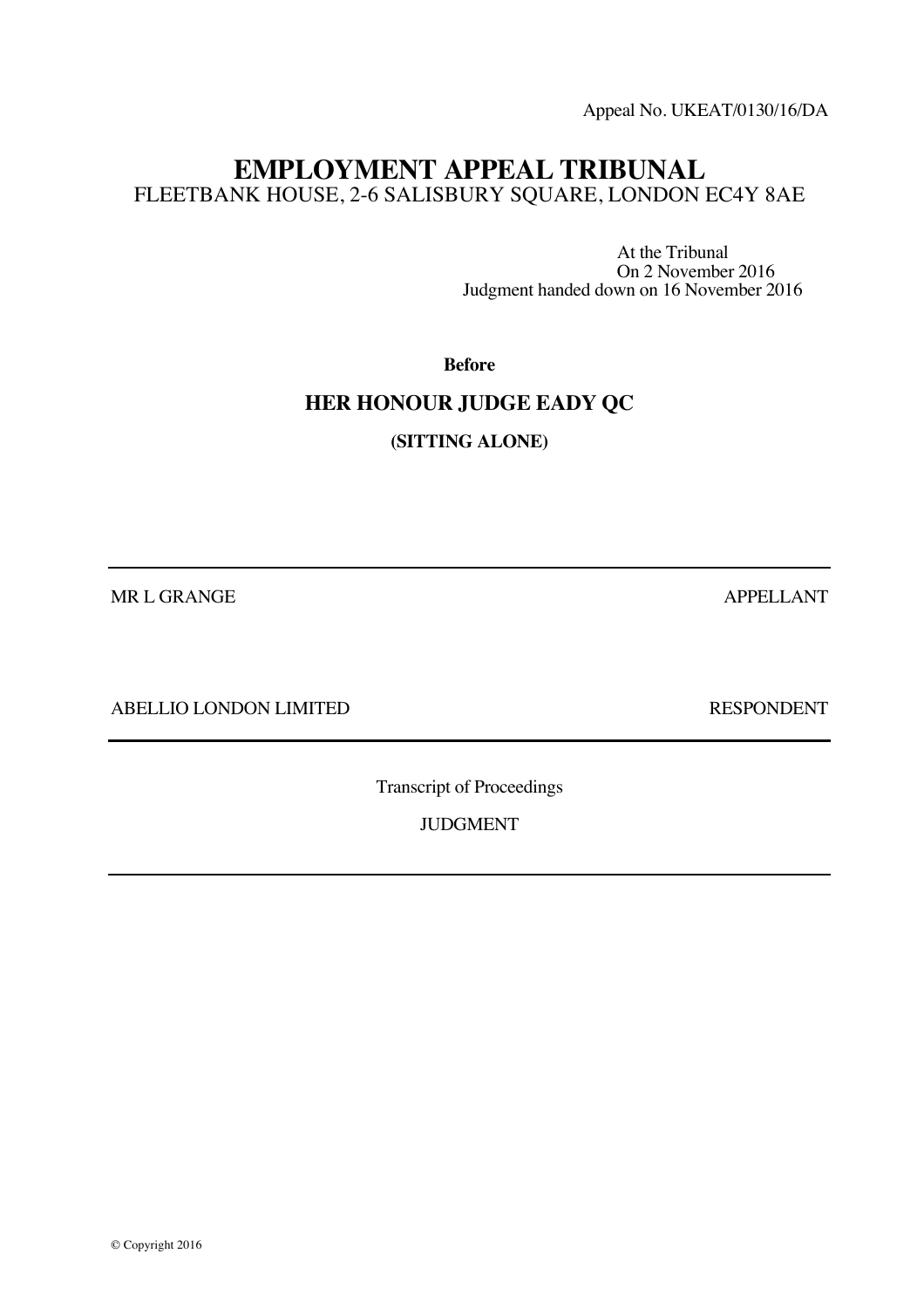Appeal No. UKEAT/0130/16/DA

# EMPLOYMENT APPEAL TRIBUNAL

FLEETBANK HOUSE, 2-6 SALISBURY SQUARE, LONDON EC4Y 8AE

At the Tribunal
On 2 November 2016
Judgment handed down on 16 November 2016

**Before**

**HER HONOUR JUDGE EADY QC**

**(SITTING ALONE)**

---

MR L GRANGE — APPELLANT

ABELLIO LONDON LIMITED — RESPONDENT

---

Transcript of Proceedings

JUDGMENT

---

© Copyright 2016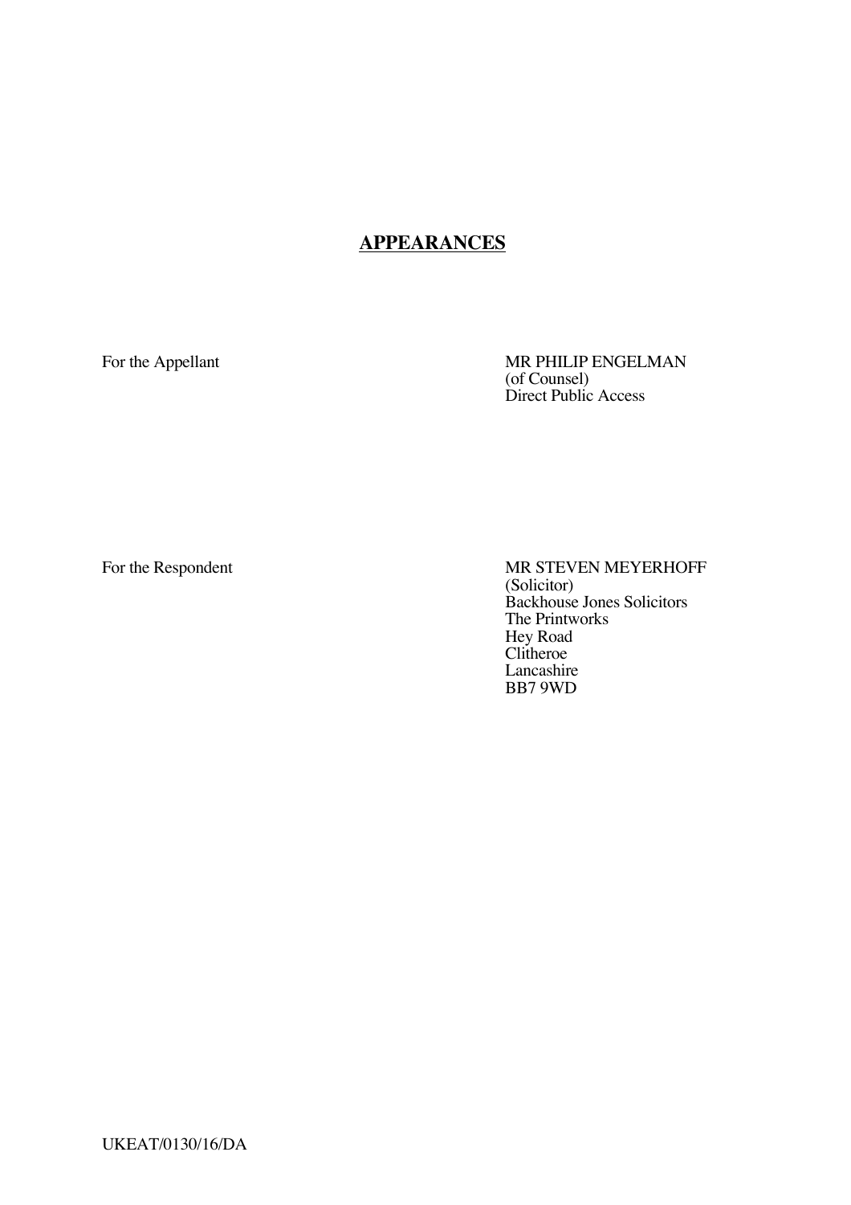## **APPEARANCES**

| | |
|---|---|
| For the Appellant | MR PHILIP ENGELMAN<br>(of Counsel)<br>Direct Public Access |
| For the Respondent | MR STEVEN MEYERHOFF<br>(Solicitor)<br>Backhouse Jones Solicitors<br>The Printworks<br>Hey Road<br>Clitheroe<br>Lancashire<br>BB7 9WD |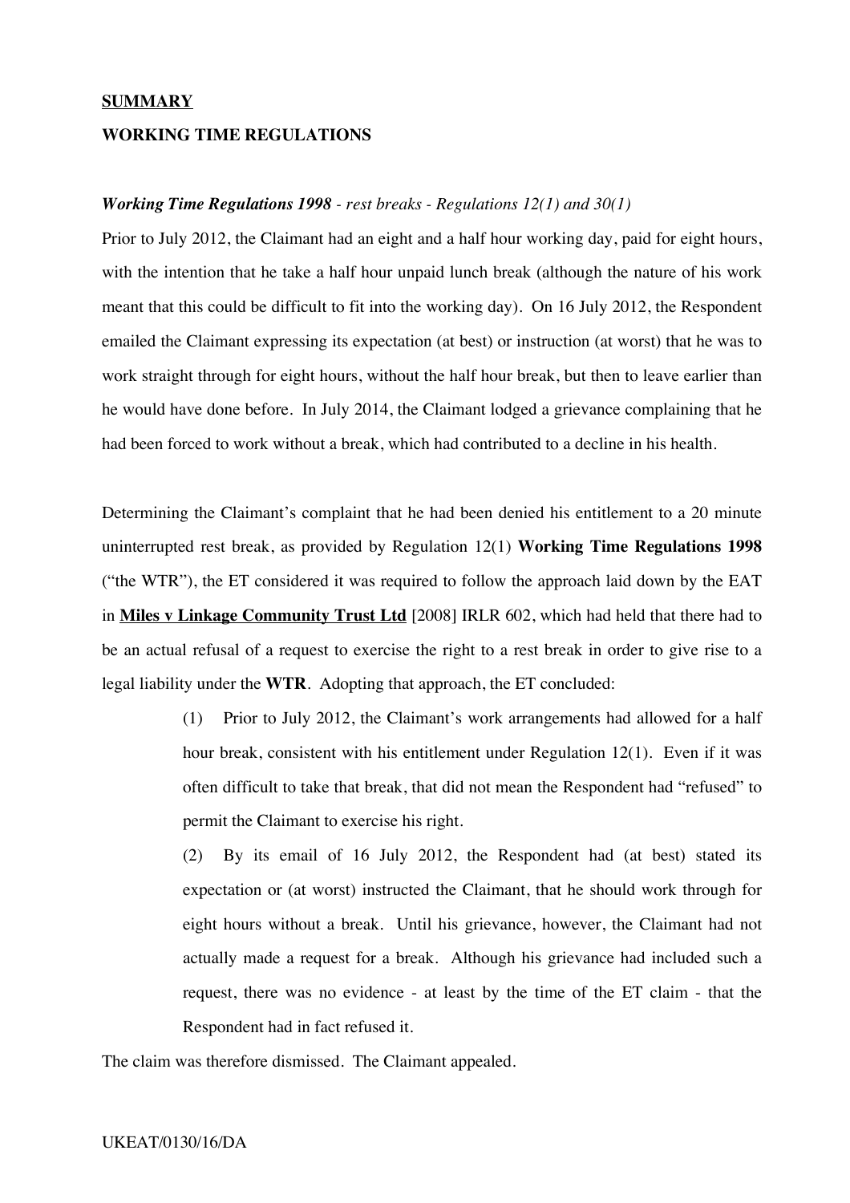**SUMMARY**

**WORKING TIME REGULATIONS**

***Working Time Regulations 1998*** *- rest breaks - Regulations 12(1) and 30(1)*

Prior to July 2012, the Claimant had an eight and a half hour working day, paid for eight hours, with the intention that he take a half hour unpaid lunch break (although the nature of his work meant that this could be difficult to fit into the working day). On 16 July 2012, the Respondent emailed the Claimant expressing its expectation (at best) or instruction (at worst) that he was to work straight through for eight hours, without the half hour break, but then to leave earlier than he would have done before. In July 2014, the Claimant lodged a grievance complaining that he had been forced to work without a break, which had contributed to a decline in his health.

Determining the Claimant's complaint that he had been denied his entitlement to a 20 minute uninterrupted rest break, as provided by Regulation 12(1) **Working Time Regulations 1998** ("the WTR"), the ET considered it was required to follow the approach laid down by the EAT in **Miles v Linkage Community Trust Ltd** [2008] IRLR 602, which had held that there had to be an actual refusal of a request to exercise the right to a rest break in order to give rise to a legal liability under the **WTR**. Adopting that approach, the ET concluded:

> (1) Prior to July 2012, the Claimant's work arrangements had allowed for a half hour break, consistent with his entitlement under Regulation 12(1). Even if it was often difficult to take that break, that did not mean the Respondent had "refused" to permit the Claimant to exercise his right.
>
> (2) By its email of 16 July 2012, the Respondent had (at best) stated its expectation or (at worst) instructed the Claimant, that he should work through for eight hours without a break. Until his grievance, however, the Claimant had not actually made a request for a break. Although his grievance had included such a request, there was no evidence - at least by the time of the ET claim - that the Respondent had in fact refused it.

The claim was therefore dismissed. The Claimant appealed.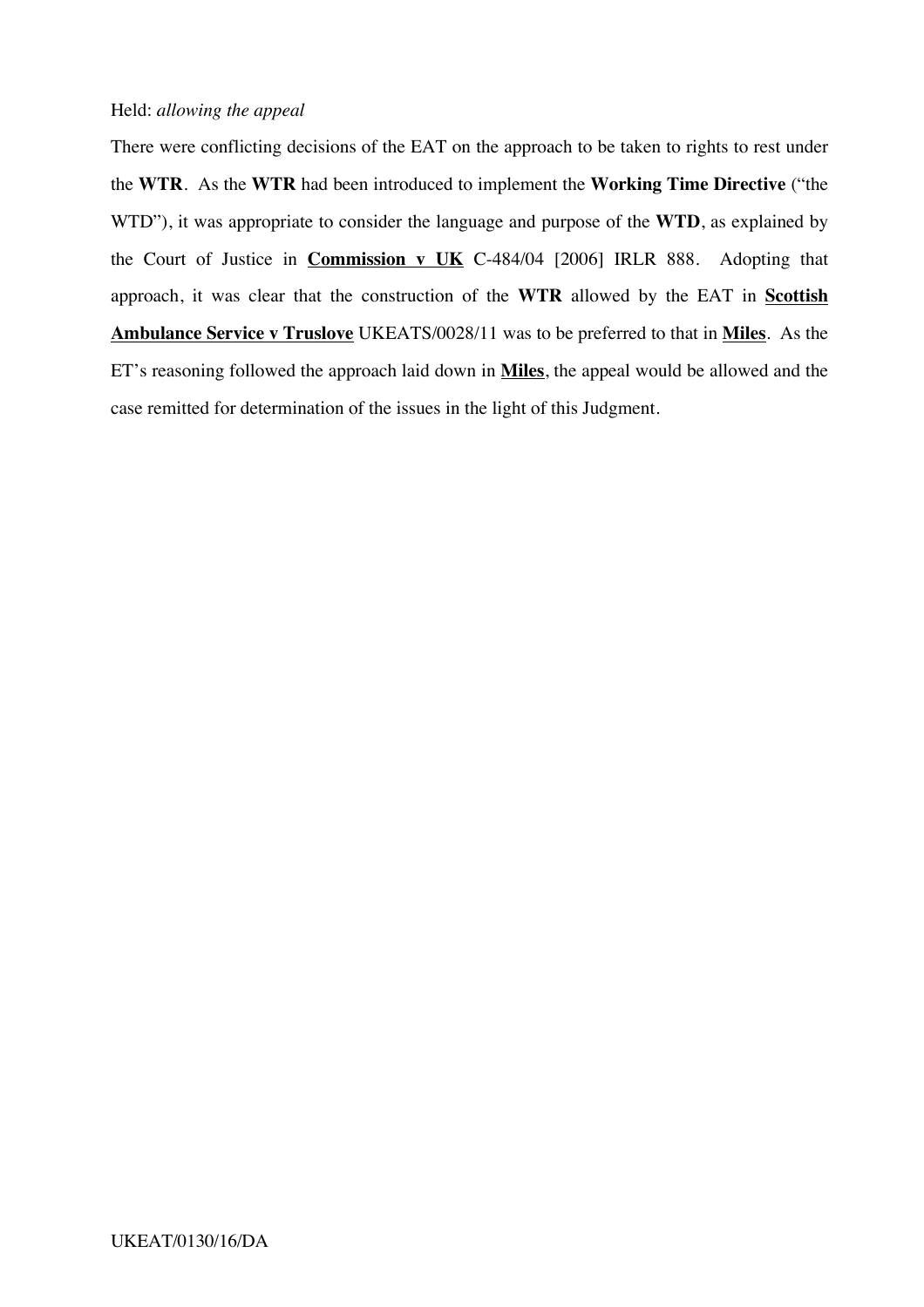Held: *allowing the appeal*

There were conflicting decisions of the EAT on the approach to be taken to rights to rest under the **WTR**. As the **WTR** had been introduced to implement the **Working Time Directive** ("the WTD"), it was appropriate to consider the language and purpose of the **WTD**, as explained by the Court of Justice in **Commission v UK** C-484/04 [2006] IRLR 888. Adopting that approach, it was clear that the construction of the **WTR** allowed by the EAT in **Scottish Ambulance Service v Truslove** UKEATS/0028/11 was to be preferred to that in **Miles**. As the ET's reasoning followed the approach laid down in **Miles**, the appeal would be allowed and the case remitted for determination of the issues in the light of this Judgment.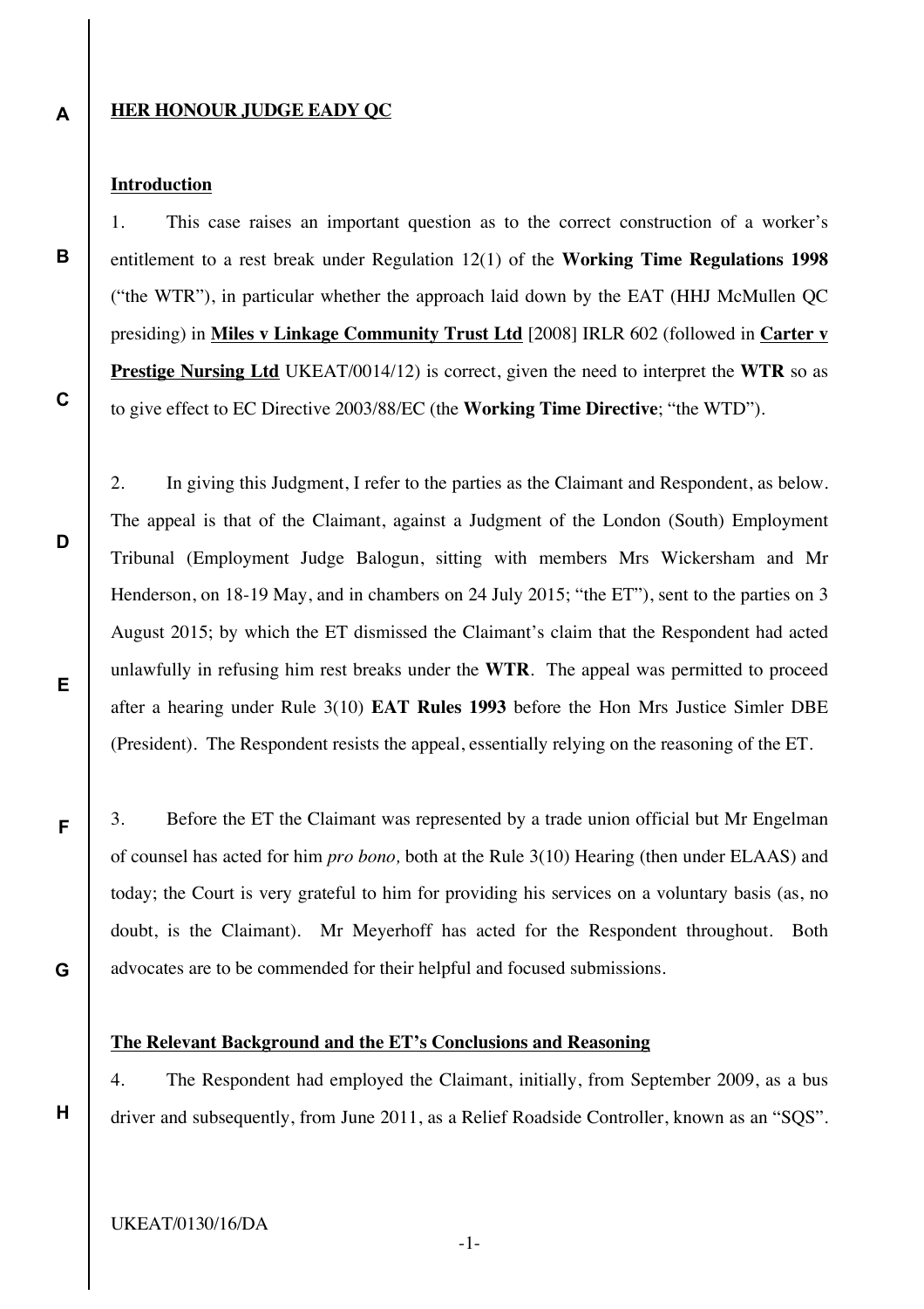**HER HONOUR JUDGE EADY QC**

**Introduction**

1. This case raises an important question as to the correct construction of a worker's entitlement to a rest break under Regulation 12(1) of the **Working Time Regulations 1998** ("the WTR"), in particular whether the approach laid down by the EAT (HHJ McMullen QC presiding) in **Miles v Linkage Community Trust Ltd** [2008] IRLR 602 (followed in **Carter v Prestige Nursing Ltd** UKEAT/0014/12) is correct, given the need to interpret the **WTR** so as to give effect to EC Directive 2003/88/EC (the **Working Time Directive**; "the WTD").

2. In giving this Judgment, I refer to the parties as the Claimant and Respondent, as below. The appeal is that of the Claimant, against a Judgment of the London (South) Employment Tribunal (Employment Judge Balogun, sitting with members Mrs Wickersham and Mr Henderson, on 18-19 May, and in chambers on 24 July 2015; "the ET"), sent to the parties on 3 August 2015; by which the ET dismissed the Claimant's claim that the Respondent had acted unlawfully in refusing him rest breaks under the **WTR**. The appeal was permitted to proceed after a hearing under Rule 3(10) **EAT Rules 1993** before the Hon Mrs Justice Simler DBE (President). The Respondent resists the appeal, essentially relying on the reasoning of the ET.

3. Before the ET the Claimant was represented by a trade union official but Mr Engelman of counsel has acted for him *pro bono,* both at the Rule 3(10) Hearing (then under ELAAS) and today; the Court is very grateful to him for providing his services on a voluntary basis (as, no doubt, is the Claimant). Mr Meyerhoff has acted for the Respondent throughout. Both advocates are to be commended for their helpful and focused submissions.

**The Relevant Background and the ET's Conclusions and Reasoning**

4. The Respondent had employed the Claimant, initially, from September 2009, as a bus driver and subsequently, from June 2011, as a Relief Roadside Controller, known as an "SQS".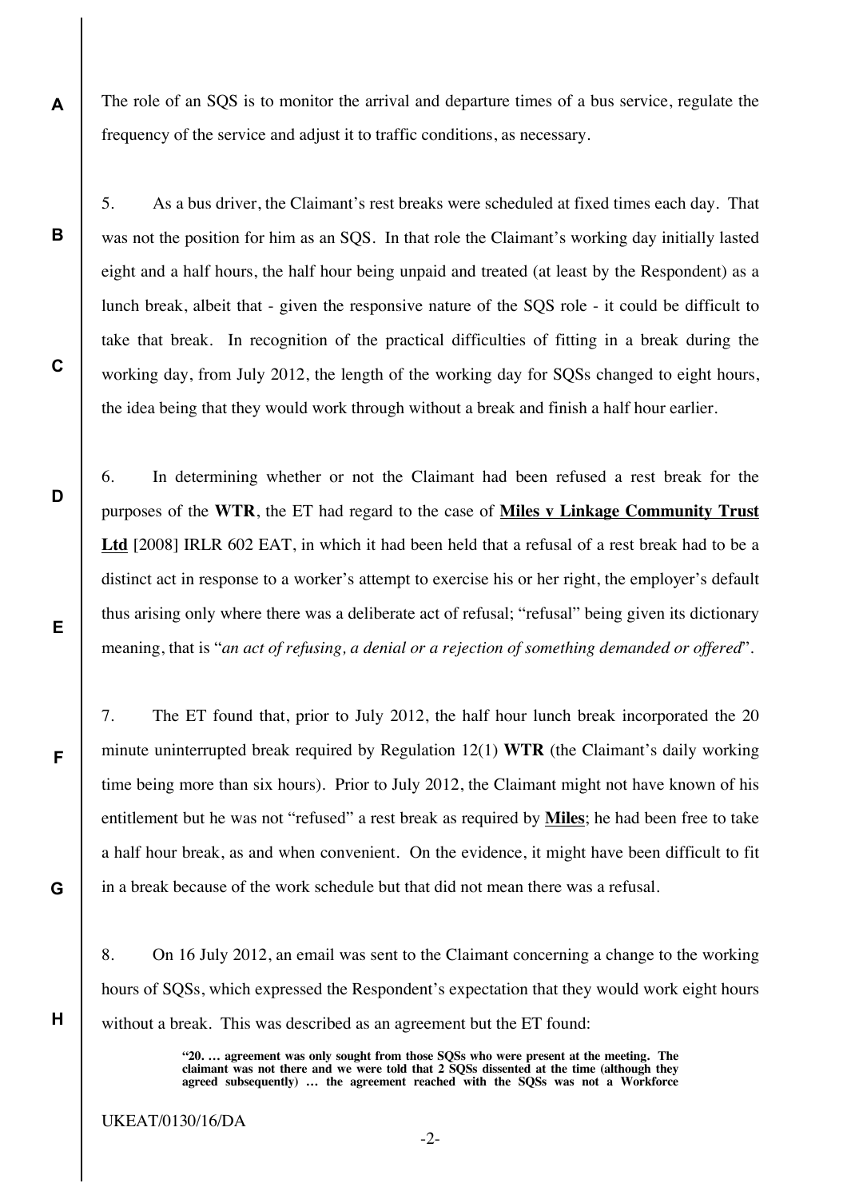The role of an SQS is to monitor the arrival and departure times of a bus service, regulate the frequency of the service and adjust it to traffic conditions, as necessary.

5. As a bus driver, the Claimant's rest breaks were scheduled at fixed times each day. That was not the position for him as an SQS. In that role the Claimant's working day initially lasted eight and a half hours, the half hour being unpaid and treated (at least by the Respondent) as a lunch break, albeit that - given the responsive nature of the SQS role - it could be difficult to take that break. In recognition of the practical difficulties of fitting in a break during the working day, from July 2012, the length of the working day for SQSs changed to eight hours, the idea being that they would work through without a break and finish a half hour earlier.

6. In determining whether or not the Claimant had been refused a rest break for the purposes of the **WTR**, the ET had regard to the case of **Miles v Linkage Community Trust Ltd** [2008] IRLR 602 EAT, in which it had been held that a refusal of a rest break had to be a distinct act in response to a worker's attempt to exercise his or her right, the employer's default thus arising only where there was a deliberate act of refusal; "refusal" being given its dictionary meaning, that is "*an act of refusing, a denial or a rejection of something demanded or offered*".

7. The ET found that, prior to July 2012, the half hour lunch break incorporated the 20 minute uninterrupted break required by Regulation 12(1) **WTR** (the Claimant's daily working time being more than six hours). Prior to July 2012, the Claimant might not have known of his entitlement but he was not "refused" a rest break as required by **Miles**; he had been free to take a half hour break, as and when convenient. On the evidence, it might have been difficult to fit in a break because of the work schedule but that did not mean there was a refusal.

8. On 16 July 2012, an email was sent to the Claimant concerning a change to the working hours of SQSs, which expressed the Respondent's expectation that they would work eight hours without a break. This was described as an agreement but the ET found:

> **"20. … agreement was only sought from those SQSs who were present at the meeting. The claimant was not there and we were told that 2 SQSs dissented at the time (although they agreed subsequently) … the agreement reached with the SQSs was not a Workforce**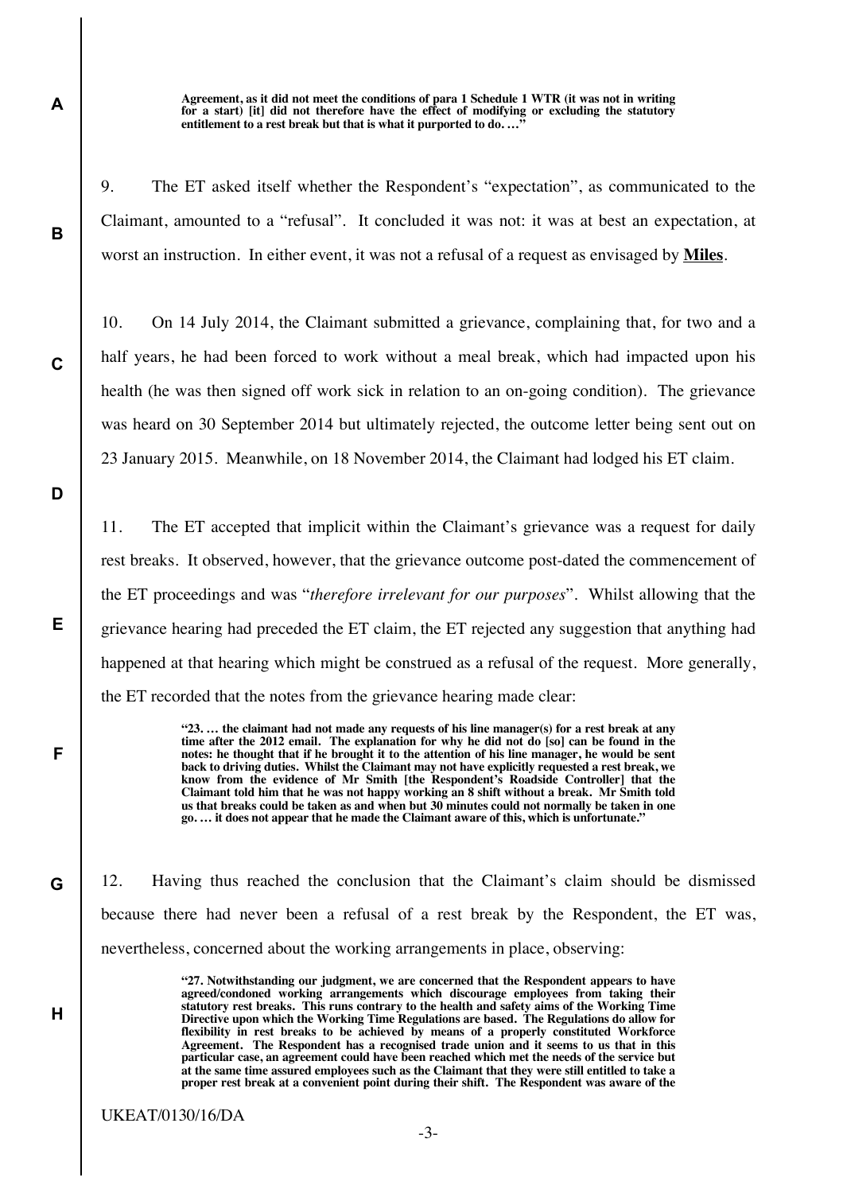> **Agreement, as it did not meet the conditions of para 1 Schedule 1 WTR (it was not in writing for a start) [it] did not therefore have the effect of modifying or excluding the statutory entitlement to a rest break but that is what it purported to do. …"**

9. The ET asked itself whether the Respondent's "expectation", as communicated to the Claimant, amounted to a "refusal". It concluded it was not: it was at best an expectation, at worst an instruction. In either event, it was not a refusal of a request as envisaged by **Miles**.

10. On 14 July 2014, the Claimant submitted a grievance, complaining that, for two and a half years, he had been forced to work without a meal break, which had impacted upon his health (he was then signed off work sick in relation to an on-going condition). The grievance was heard on 30 September 2014 but ultimately rejected, the outcome letter being sent out on 23 January 2015. Meanwhile, on 18 November 2014, the Claimant had lodged his ET claim.

11. The ET accepted that implicit within the Claimant's grievance was a request for daily rest breaks. It observed, however, that the grievance outcome post-dated the commencement of the ET proceedings and was "*therefore irrelevant for our purposes*". Whilst allowing that the grievance hearing had preceded the ET claim, the ET rejected any suggestion that anything had happened at that hearing which might be construed as a refusal of the request. More generally, the ET recorded that the notes from the grievance hearing made clear:

> **"23. … the claimant had not made any requests of his line manager(s) for a rest break at any time after the 2012 email. The explanation for why he did not do [so] can be found in the notes: he thought that if he brought it to the attention of his line manager, he would be sent back to driving duties. Whilst the Claimant may not have explicitly requested a rest break, we know from the evidence of Mr Smith [the Respondent's Roadside Controller] that the Claimant told him that he was not happy working an 8 shift without a break. Mr Smith told us that breaks could be taken as and when but 30 minutes could not normally be taken in one go. … it does not appear that he made the Claimant aware of this, which is unfortunate."**

12. Having thus reached the conclusion that the Claimant's claim should be dismissed because there had never been a refusal of a rest break by the Respondent, the ET was, nevertheless, concerned about the working arrangements in place, observing:

> **"27. Notwithstanding our judgment, we are concerned that the Respondent appears to have agreed/condoned working arrangements which discourage employees from taking their statutory rest breaks. This runs contrary to the health and safety aims of the Working Time Directive upon which the Working Time Regulations are based. The Regulations do allow for flexibility in rest breaks to be achieved by means of a properly constituted Workforce Agreement. The Respondent has a recognised trade union and it seems to us that in this particular case, an agreement could have been reached which met the needs of the service but at the same time assured employees such as the Claimant that they were still entitled to take a proper rest break at a convenient point during their shift. The Respondent was aware of the**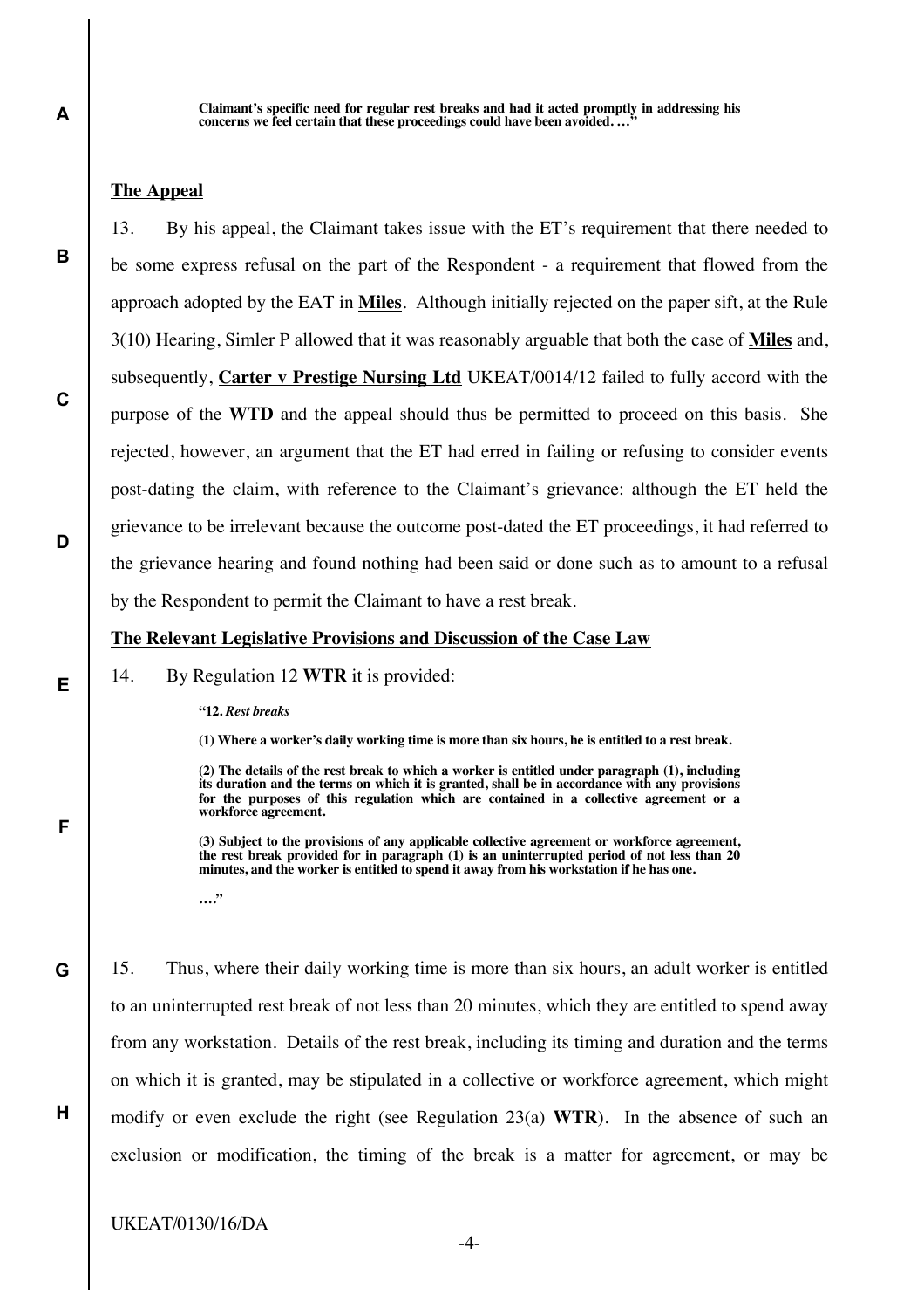> **Claimant's specific need for regular rest breaks and had it acted promptly in addressing his concerns we feel certain that these proceedings could have been avoided. …"**

## The Appeal

13. By his appeal, the Claimant takes issue with the ET's requirement that there needed to be some express refusal on the part of the Respondent - a requirement that flowed from the approach adopted by the EAT in **Miles**. Although initially rejected on the paper sift, at the Rule 3(10) Hearing, Simler P allowed that it was reasonably arguable that both the case of **Miles** and, subsequently, **Carter v Prestige Nursing Ltd** UKEAT/0014/12 failed to fully accord with the purpose of the **WTD** and the appeal should thus be permitted to proceed on this basis. She rejected, however, an argument that the ET had erred in failing or refusing to consider events post-dating the claim, with reference to the Claimant's grievance: although the ET held the grievance to be irrelevant because the outcome post-dated the ET proceedings, it had referred to the grievance hearing and found nothing had been said or done such as to amount to a refusal by the Respondent to permit the Claimant to have a rest break.

## The Relevant Legislative Provisions and Discussion of the Case Law

14. By Regulation 12 **WTR** it is provided:

> **"12. *Rest breaks***
>
> **(1) Where a worker's daily working time is more than six hours, he is entitled to a rest break.**
>
> **(2) The details of the rest break to which a worker is entitled under paragraph (1), including its duration and the terms on which it is granted, shall be in accordance with any provisions for the purposes of this regulation which are contained in a collective agreement or a workforce agreement.**
>
> **(3) Subject to the provisions of any applicable collective agreement or workforce agreement, the rest break provided for in paragraph (1) is an uninterrupted period of not less than 20 minutes, and the worker is entitled to spend it away from his workstation if he has one.**
>
> **…."**

15. Thus, where their daily working time is more than six hours, an adult worker is entitled to an uninterrupted rest break of not less than 20 minutes, which they are entitled to spend away from any workstation. Details of the rest break, including its timing and duration and the terms on which it is granted, may be stipulated in a collective or workforce agreement, which might modify or even exclude the right (see Regulation 23(a) **WTR**). In the absence of such an exclusion or modification, the timing of the break is a matter for agreement, or may be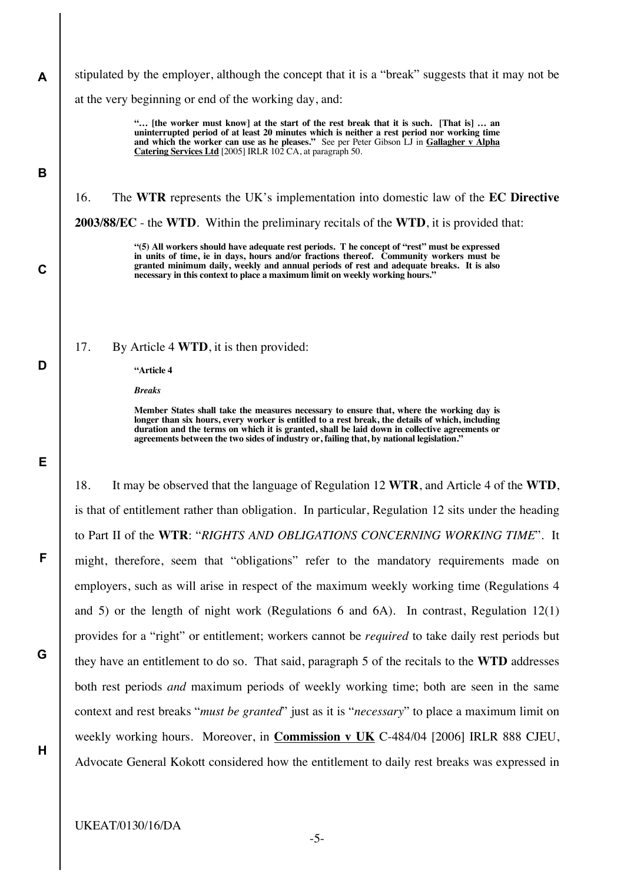stipulated by the employer, although the concept that it is a "break" suggests that it may not be at the very beginning or end of the working day, and:

> **"… [the worker must know] at the start of the rest break that it is such. [That is] … an uninterrupted period of at least 20 minutes which is neither a rest period nor working time and which the worker can use as he pleases."** See per Peter Gibson LJ in **Gallagher v Alpha Catering Services Ltd** [2005] IRLR 102 CA, at paragraph 50.

16. The **WTR** represents the UK's implementation into domestic law of the **EC Directive 2003/88/EC** - the **WTD**. Within the preliminary recitals of the **WTD**, it is provided that:

> **"(5) All workers should have adequate rest periods. T he concept of "rest" must be expressed in units of time, ie in days, hours and/or fractions thereof. Community workers must be granted minimum daily, weekly and annual periods of rest and adequate breaks. It is also necessary in this context to place a maximum limit on weekly working hours."**

17. By Article 4 **WTD**, it is then provided:

> **"Article 4**
>
> ***Breaks***
>
> **Member States shall take the measures necessary to ensure that, where the working day is longer than six hours, every worker is entitled to a rest break, the details of which, including duration and the terms on which it is granted, shall be laid down in collective agreements or agreements between the two sides of industry or, failing that, by national legislation."**

18. It may be observed that the language of Regulation 12 **WTR**, and Article 4 of the **WTD**, is that of entitlement rather than obligation. In particular, Regulation 12 sits under the heading to Part II of the **WTR**: "*RIGHTS AND OBLIGATIONS CONCERNING WORKING TIME*". It might, therefore, seem that "obligations" refer to the mandatory requirements made on employers, such as will arise in respect of the maximum weekly working time (Regulations 4 and 5) or the length of night work (Regulations 6 and 6A). In contrast, Regulation 12(1) provides for a "right" or entitlement; workers cannot be *required* to take daily rest periods but they have an entitlement to do so. That said, paragraph 5 of the recitals to the **WTD** addresses both rest periods *and* maximum periods of weekly working time; both are seen in the same context and rest breaks "*must be granted*" just as it is "*necessary*" to place a maximum limit on weekly working hours. Moreover, in **Commission v UK** C-484/04 [2006] IRLR 888 CJEU, Advocate General Kokott considered how the entitlement to daily rest breaks was expressed in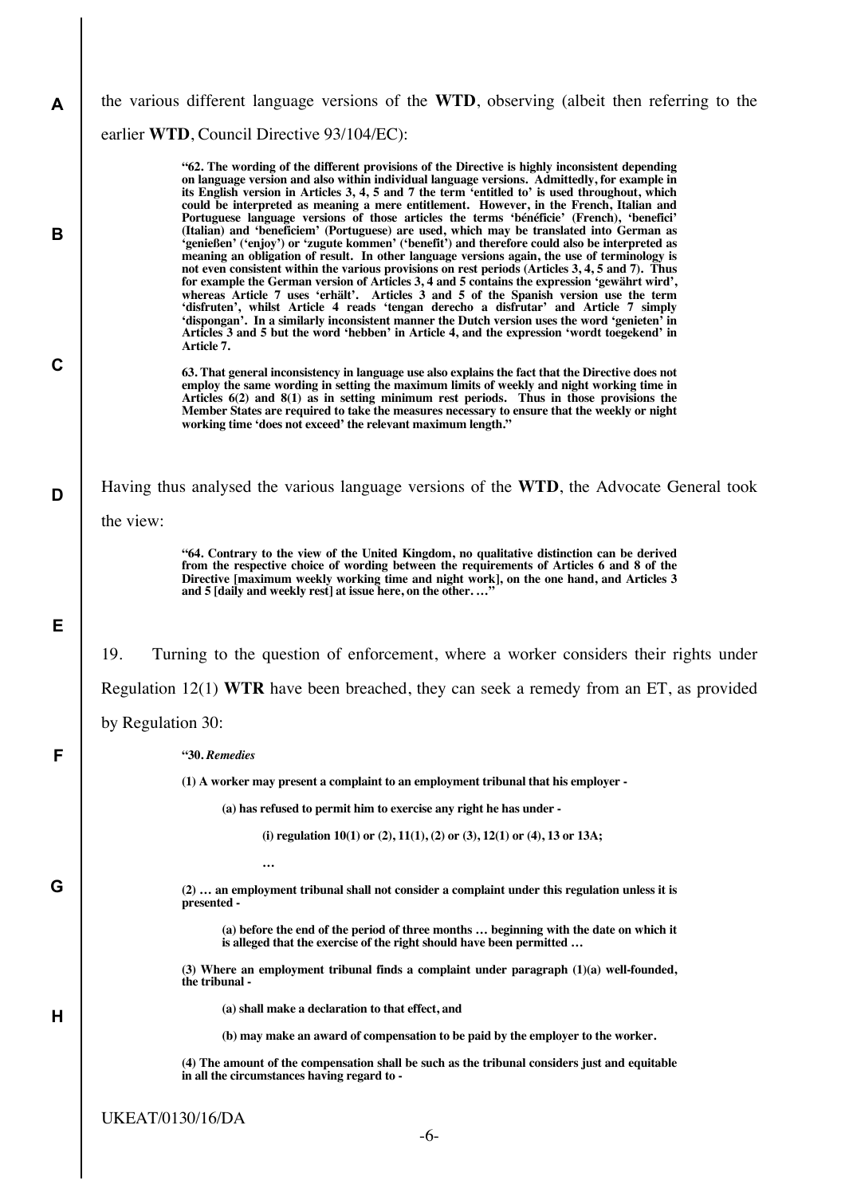the various different language versions of the **WTD**, observing (albeit then referring to the earlier **WTD**, Council Directive 93/104/EC):

> **"62. The wording of the different provisions of the Directive is highly inconsistent depending on language version and also within individual language versions. Admittedly, for example in its English version in Articles 3, 4, 5 and 7 the term 'entitled to' is used throughout, which could be interpreted as meaning a mere entitlement. However, in the French, Italian and Portuguese language versions of those articles the terms 'bénéficie' (French), 'benefici' (Italian) and 'beneficiem' (Portuguese) are used, which may be translated into German as 'genießen' ('enjoy') or 'zugute kommen' ('benefit') and therefore could also be interpreted as meaning an obligation of result. In other language versions again, the use of terminology is not even consistent within the various provisions on rest periods (Articles 3, 4, 5 and 7). Thus for example the German version of Articles 3, 4 and 5 contains the expression 'gewährt wird', whereas Article 7 uses 'erhält'. Articles 3 and 5 of the Spanish version use the term 'disfruten', whilst Article 4 reads 'tengan derecho a disfrutar' and Article 7 simply 'dispongan'. In a similarly inconsistent manner the Dutch version uses the word 'genieten' in Articles 3 and 5 but the word 'hebben' in Article 4, and the expression 'wordt toegekend' in Article 7.**
>
> **63. That general inconsistency in language use also explains the fact that the Directive does not employ the same wording in setting the maximum limits of weekly and night working time in Articles 6(2) and 8(1) as in setting minimum rest periods. Thus in those provisions the Member States are required to take the measures necessary to ensure that the weekly or night working time 'does not exceed' the relevant maximum length."**

Having thus analysed the various language versions of the **WTD**, the Advocate General took the view:

> **"64. Contrary to the view of the United Kingdom, no qualitative distinction can be derived from the respective choice of wording between the requirements of Articles 6 and 8 of the Directive [maximum weekly working time and night work], on the one hand, and Articles 3 and 5 [daily and weekly rest] at issue here, on the other. …"**

19. Turning to the question of enforcement, where a worker considers their rights under Regulation 12(1) **WTR** have been breached, they can seek a remedy from an ET, as provided by Regulation 30:

> **"30. *Remedies***
>
> **(1) A worker may present a complaint to an employment tribunal that his employer -**
>
> > **(a) has refused to permit him to exercise any right he has under -**
> >
> > > **(i) regulation 10(1) or (2), 11(1), (2) or (3), 12(1) or (4), 13 or 13A;**
> > >
> > > **…**
>
> **(2) … an employment tribunal shall not consider a complaint under this regulation unless it is presented -**
>
> > **(a) before the end of the period of three months … beginning with the date on which it is alleged that the exercise of the right should have been permitted …**
>
> **(3) Where an employment tribunal finds a complaint under paragraph (1)(a) well-founded, the tribunal -**
>
> > **(a) shall make a declaration to that effect, and**
> >
> > **(b) may make an award of compensation to be paid by the employer to the worker.**
>
> **(4) The amount of the compensation shall be such as the tribunal considers just and equitable in all the circumstances having regard to -**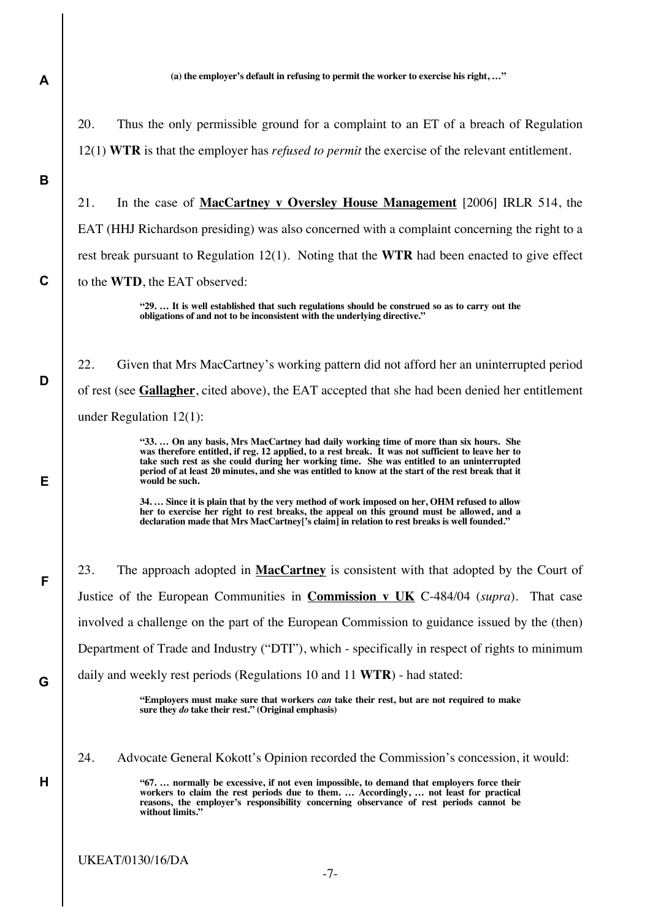**(a) the employer's default in refusing to permit the worker to exercise his right, …"**

20. Thus the only permissible ground for a complaint to an ET of a breach of Regulation 12(1) **WTR** is that the employer has *refused to permit* the exercise of the relevant entitlement.

21. In the case of **MacCartney v Oversley House Management** [2006] IRLR 514, the EAT (HHJ Richardson presiding) was also concerned with a complaint concerning the right to a rest break pursuant to Regulation 12(1). Noting that the **WTR** had been enacted to give effect to the **WTD**, the EAT observed:

> **"29. … It is well established that such regulations should be construed so as to carry out the obligations of and not to be inconsistent with the underlying directive."**

22. Given that Mrs MacCartney's working pattern did not afford her an uninterrupted period of rest (see **Gallagher**, cited above), the EAT accepted that she had been denied her entitlement under Regulation 12(1):

> **"33. … On any basis, Mrs MacCartney had daily working time of more than six hours. She was therefore entitled, if reg. 12 applied, to a rest break. It was not sufficient to leave her to take such rest as she could during her working time. She was entitled to an uninterrupted period of at least 20 minutes, and she was entitled to know at the start of the rest break that it would be such.**
>
> **34. … Since it is plain that by the very method of work imposed on her, OHM refused to allow her to exercise her right to rest breaks, the appeal on this ground must be allowed, and a declaration made that Mrs MacCartney['s claim] in relation to rest breaks is well founded."**

23. The approach adopted in **MacCartney** is consistent with that adopted by the Court of Justice of the European Communities in **Commission v UK** C-484/04 (*supra*). That case involved a challenge on the part of the European Commission to guidance issued by the (then) Department of Trade and Industry ("DTI"), which - specifically in respect of rights to minimum daily and weekly rest periods (Regulations 10 and 11 **WTR**) - had stated:

> **"Employers must make sure that workers *can* take their rest, but are not required to make sure they *do* take their rest." (Original emphasis)**

24. Advocate General Kokott's Opinion recorded the Commission's concession, it would:

> **"67. … normally be excessive, if not even impossible, to demand that employers force their workers to claim the rest periods due to them. … Accordingly, … not least for practical reasons, the employer's responsibility concerning observance of rest periods cannot be without limits."**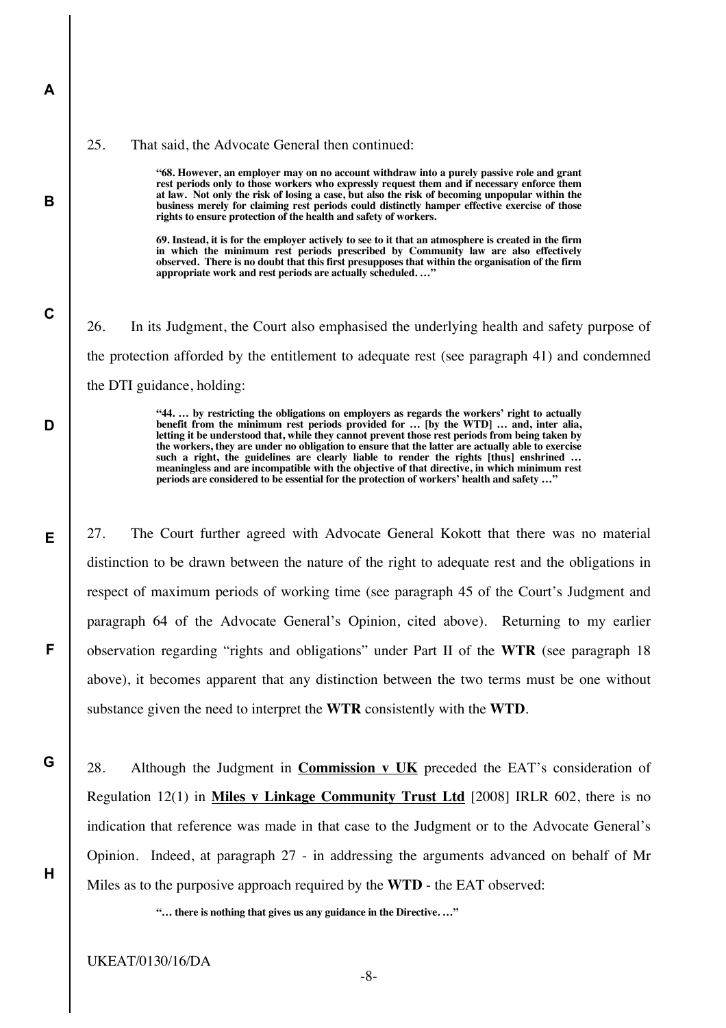25. That said, the Advocate General then continued:

> **"68. However, an employer may on no account withdraw into a purely passive role and grant rest periods only to those workers who expressly request them and if necessary enforce them at law. Not only the risk of losing a case, but also the risk of becoming unpopular within the business merely for claiming rest periods could distinctly hamper effective exercise of those rights to ensure protection of the health and safety of workers.**
>
> **69. Instead, it is for the employer actively to see to it that an atmosphere is created in the firm in which the minimum rest periods prescribed by Community law are also effectively observed. There is no doubt that this first presupposes that within the organisation of the firm appropriate work and rest periods are actually scheduled. …"**

26. In its Judgment, the Court also emphasised the underlying health and safety purpose of the protection afforded by the entitlement to adequate rest (see paragraph 41) and condemned the DTI guidance, holding:

> **"44. … by restricting the obligations on employers as regards the workers' right to actually benefit from the minimum rest periods provided for … [by the WTD] … and, inter alia, letting it be understood that, while they cannot prevent those rest periods from being taken by the workers, they are under no obligation to ensure that the latter are actually able to exercise such a right, the guidelines are clearly liable to render the rights [thus] enshrined … meaningless and are incompatible with the objective of that directive, in which minimum rest periods are considered to be essential for the protection of workers' health and safety …"**

27. The Court further agreed with Advocate General Kokott that there was no material distinction to be drawn between the nature of the right to adequate rest and the obligations in respect of maximum periods of working time (see paragraph 45 of the Court's Judgment and paragraph 64 of the Advocate General's Opinion, cited above). Returning to my earlier observation regarding "rights and obligations" under Part II of the **WTR** (see paragraph 18 above), it becomes apparent that any distinction between the two terms must be one without substance given the need to interpret the **WTR** consistently with the **WTD**.

28. Although the Judgment in **Commission v UK** preceded the EAT's consideration of Regulation 12(1) in **Miles v Linkage Community Trust Ltd** [2008] IRLR 602, there is no indication that reference was made in that case to the Judgment or to the Advocate General's Opinion. Indeed, at paragraph 27 - in addressing the arguments advanced on behalf of Mr Miles as to the purposive approach required by the **WTD** - the EAT observed:

> **"… there is nothing that gives us any guidance in the Directive. …"**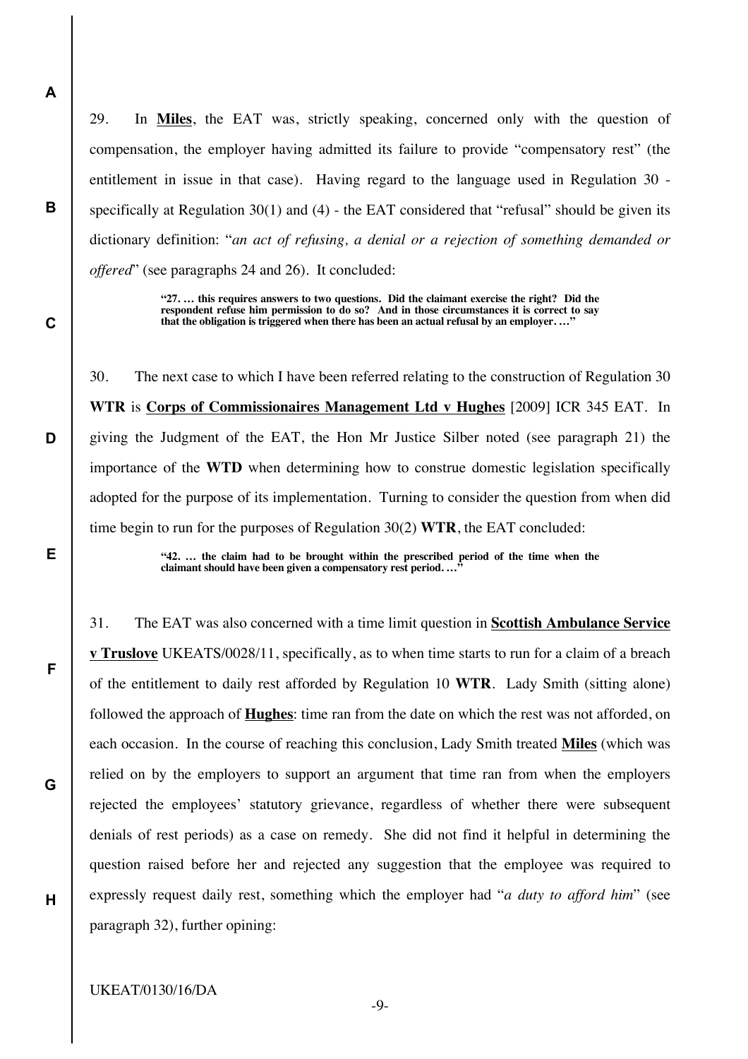29. In **Miles**, the EAT was, strictly speaking, concerned only with the question of compensation, the employer having admitted its failure to provide "compensatory rest" (the entitlement in issue in that case). Having regard to the language used in Regulation 30 - specifically at Regulation 30(1) and (4) - the EAT considered that "refusal" should be given its dictionary definition: "*an act of refusing, a denial or a rejection of something demanded or offered*" (see paragraphs 24 and 26). It concluded:

> **"27. … this requires answers to two questions. Did the claimant exercise the right? Did the respondent refuse him permission to do so? And in those circumstances it is correct to say that the obligation is triggered when there has been an actual refusal by an employer. …"**

30. The next case to which I have been referred relating to the construction of Regulation 30 **WTR** is **Corps of Commissionaires Management Ltd v Hughes** [2009] ICR 345 EAT. In giving the Judgment of the EAT, the Hon Mr Justice Silber noted (see paragraph 21) the importance of the **WTD** when determining how to construe domestic legislation specifically adopted for the purpose of its implementation. Turning to consider the question from when did time begin to run for the purposes of Regulation 30(2) **WTR**, the EAT concluded:

> **"42. … the claim had to be brought within the prescribed period of the time when the claimant should have been given a compensatory rest period. …"**

31. The EAT was also concerned with a time limit question in **Scottish Ambulance Service v Truslove** UKEATS/0028/11, specifically, as to when time starts to run for a claim of a breach of the entitlement to daily rest afforded by Regulation 10 **WTR**. Lady Smith (sitting alone) followed the approach of **Hughes**: time ran from the date on which the rest was not afforded, on each occasion. In the course of reaching this conclusion, Lady Smith treated **Miles** (which was relied on by the employers to support an argument that time ran from when the employers rejected the employees' statutory grievance, regardless of whether there were subsequent denials of rest periods) as a case on remedy. She did not find it helpful in determining the question raised before her and rejected any suggestion that the employee was required to expressly request daily rest, something which the employer had "*a duty to afford him*" (see paragraph 32), further opining: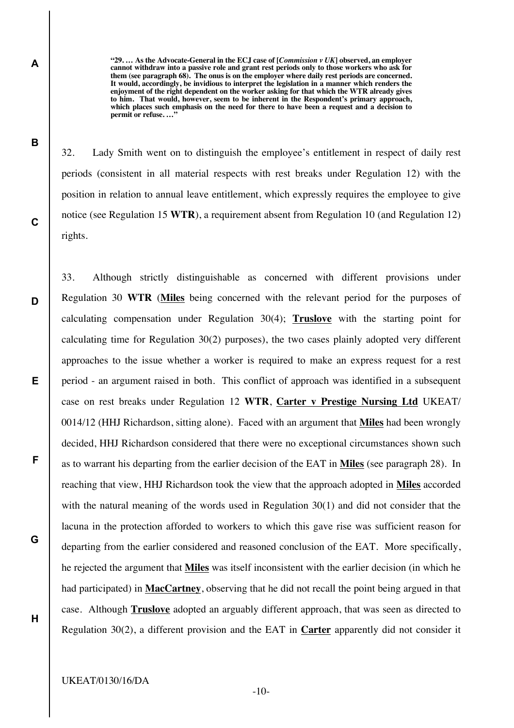> **"29. … As the Advocate-General in the ECJ case of [*Commission v UK*] observed, an employer cannot withdraw into a passive role and grant rest periods only to those workers who ask for them (see paragraph 68). The onus is on the employer where daily rest periods are concerned. It would, accordingly, be invidious to interpret the legislation in a manner which renders the enjoyment of the right dependent on the worker asking for that which the WTR already gives to him. That would, however, seem to be inherent in the Respondent's primary approach, which places such emphasis on the need for there to have been a request and a decision to permit or refuse. …"**

32. Lady Smith went on to distinguish the employee's entitlement in respect of daily rest periods (consistent in all material respects with rest breaks under Regulation 12) with the position in relation to annual leave entitlement, which expressly requires the employee to give notice (see Regulation 15 **WTR**), a requirement absent from Regulation 10 (and Regulation 12) rights.

33. Although strictly distinguishable as concerned with different provisions under Regulation 30 **WTR** (**Miles** being concerned with the relevant period for the purposes of calculating compensation under Regulation 30(4); **Truslove** with the starting point for calculating time for Regulation 30(2) purposes), the two cases plainly adopted very different approaches to the issue whether a worker is required to make an express request for a rest period - an argument raised in both. This conflict of approach was identified in a subsequent case on rest breaks under Regulation 12 **WTR**, **Carter v Prestige Nursing Ltd** UKEAT/0014/12 (HHJ Richardson, sitting alone). Faced with an argument that **Miles** had been wrongly decided, HHJ Richardson considered that there were no exceptional circumstances shown such as to warrant his departing from the earlier decision of the EAT in **Miles** (see paragraph 28). In reaching that view, HHJ Richardson took the view that the approach adopted in **Miles** accorded with the natural meaning of the words used in Regulation 30(1) and did not consider that the lacuna in the protection afforded to workers to which this gave rise was sufficient reason for departing from the earlier considered and reasoned conclusion of the EAT. More specifically, he rejected the argument that **Miles** was itself inconsistent with the earlier decision (in which he had participated) in **MacCartney**, observing that he did not recall the point being argued in that case. Although **Truslove** adopted an arguably different approach, that was seen as directed to Regulation 30(2), a different provision and the EAT in **Carter** apparently did not consider it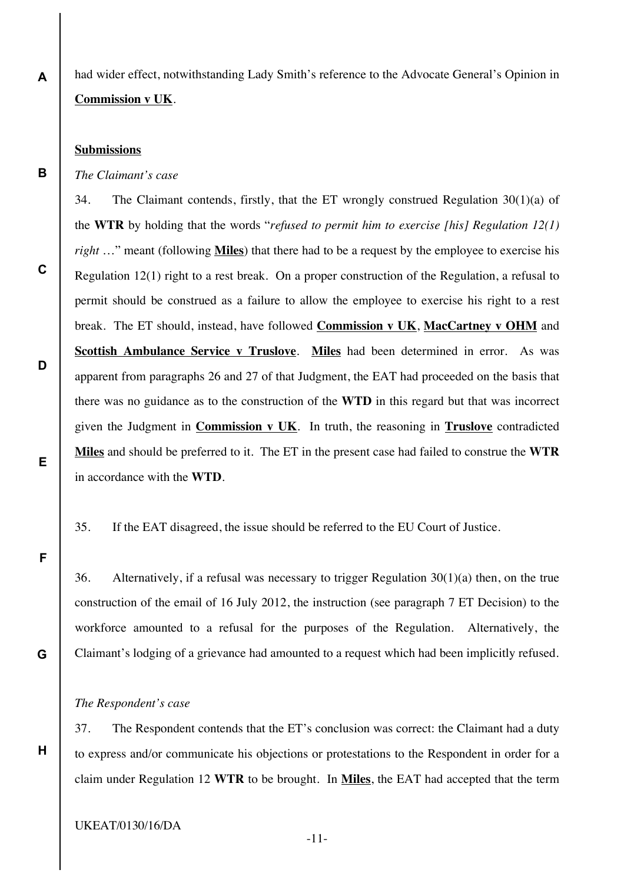had wider effect, notwithstanding Lady Smith's reference to the Advocate General's Opinion in **Commission v UK**.

**Submissions**

*The Claimant's case*

34. The Claimant contends, firstly, that the ET wrongly construed Regulation 30(1)(a) of the **WTR** by holding that the words "*refused to permit him to exercise [his] Regulation 12(1) right* …" meant (following **Miles**) that there had to be a request by the employee to exercise his Regulation 12(1) right to a rest break. On a proper construction of the Regulation, a refusal to permit should be construed as a failure to allow the employee to exercise his right to a rest break. The ET should, instead, have followed **Commission v UK**, **MacCartney v OHM** and **Scottish Ambulance Service v Truslove**. **Miles** had been determined in error. As was apparent from paragraphs 26 and 27 of that Judgment, the EAT had proceeded on the basis that there was no guidance as to the construction of the **WTD** in this regard but that was incorrect given the Judgment in **Commission v UK**. In truth, the reasoning in **Truslove** contradicted **Miles** and should be preferred to it. The ET in the present case had failed to construe the **WTR** in accordance with the **WTD**.

35. If the EAT disagreed, the issue should be referred to the EU Court of Justice.

36. Alternatively, if a refusal was necessary to trigger Regulation 30(1)(a) then, on the true construction of the email of 16 July 2012, the instruction (see paragraph 7 ET Decision) to the workforce amounted to a refusal for the purposes of the Regulation. Alternatively, the Claimant's lodging of a grievance had amounted to a request which had been implicitly refused.

*The Respondent's case*

37. The Respondent contends that the ET's conclusion was correct: the Claimant had a duty to express and/or communicate his objections or protestations to the Respondent in order for a claim under Regulation 12 **WTR** to be brought. In **Miles**, the EAT had accepted that the term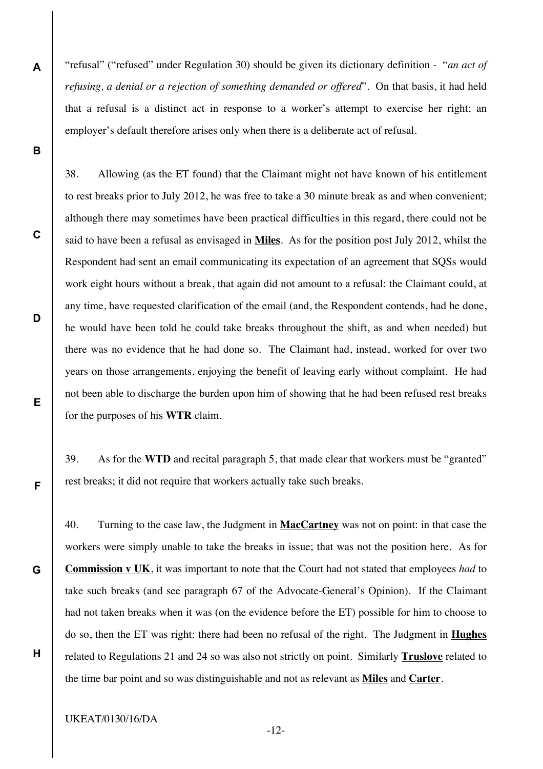"refusal" ("refused" under Regulation 30) should be given its dictionary definition - "*an act of refusing, a denial or a rejection of something demanded or offered*". On that basis, it had held that a refusal is a distinct act in response to a worker's attempt to exercise her right; an employer's default therefore arises only when there is a deliberate act of refusal.

38. Allowing (as the ET found) that the Claimant might not have known of his entitlement to rest breaks prior to July 2012, he was free to take a 30 minute break as and when convenient; although there may sometimes have been practical difficulties in this regard, there could not be said to have been a refusal as envisaged in **Miles**. As for the position post July 2012, whilst the Respondent had sent an email communicating its expectation of an agreement that SQSs would work eight hours without a break, that again did not amount to a refusal: the Claimant could, at any time, have requested clarification of the email (and, the Respondent contends, had he done, he would have been told he could take breaks throughout the shift, as and when needed) but there was no evidence that he had done so. The Claimant had, instead, worked for over two years on those arrangements, enjoying the benefit of leaving early without complaint. He had not been able to discharge the burden upon him of showing that he had been refused rest breaks for the purposes of his **WTR** claim.

39. As for the **WTD** and recital paragraph 5, that made clear that workers must be "granted" rest breaks; it did not require that workers actually take such breaks.

40. Turning to the case law, the Judgment in **MacCartney** was not on point: in that case the workers were simply unable to take the breaks in issue; that was not the position here. As for **Commission v UK**, it was important to note that the Court had not stated that employees *had* to take such breaks (and see paragraph 67 of the Advocate-General's Opinion). If the Claimant had not taken breaks when it was (on the evidence before the ET) possible for him to choose to do so, then the ET was right: there had been no refusal of the right. The Judgment in **Hughes** related to Regulations 21 and 24 so was also not strictly on point. Similarly **Truslove** related to the time bar point and so was distinguishable and not as relevant as **Miles** and **Carter**.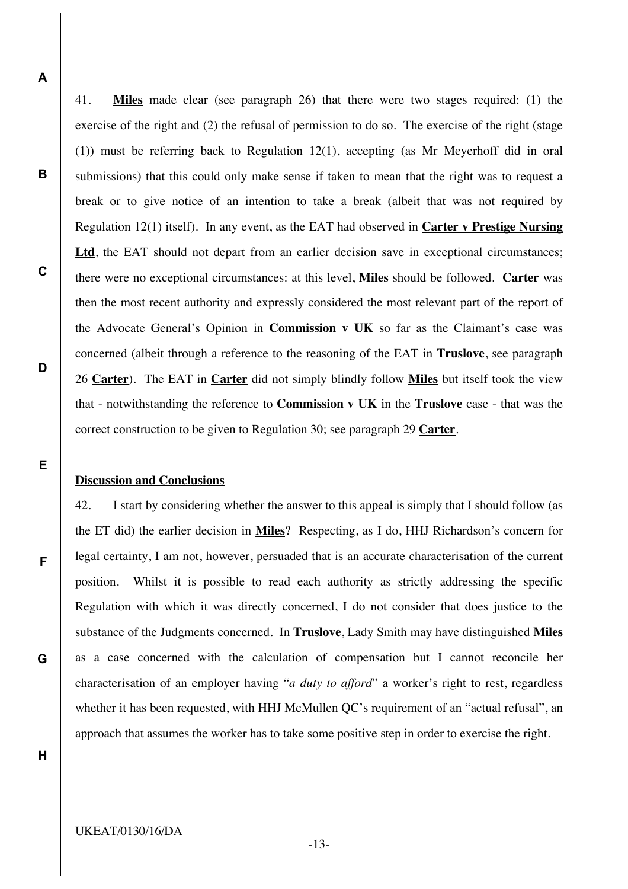41. **Miles** made clear (see paragraph 26) that there were two stages required: (1) the exercise of the right and (2) the refusal of permission to do so. The exercise of the right (stage (1)) must be referring back to Regulation 12(1), accepting (as Mr Meyerhoff did in oral submissions) that this could only make sense if taken to mean that the right was to request a break or to give notice of an intention to take a break (albeit that was not required by Regulation 12(1) itself). In any event, as the EAT had observed in **Carter v Prestige Nursing Ltd**, the EAT should not depart from an earlier decision save in exceptional circumstances; there were no exceptional circumstances: at this level, **Miles** should be followed. **Carter** was then the most recent authority and expressly considered the most relevant part of the report of the Advocate General's Opinion in **Commission v UK** so far as the Claimant's case was concerned (albeit through a reference to the reasoning of the EAT in **Truslove**, see paragraph 26 **Carter**). The EAT in **Carter** did not simply blindly follow **Miles** but itself took the view that - notwithstanding the reference to **Commission v UK** in the **Truslove** case - that was the correct construction to be given to Regulation 30; see paragraph 29 **Carter**.

## Discussion and Conclusions

42. I start by considering whether the answer to this appeal is simply that I should follow (as the ET did) the earlier decision in **Miles**? Respecting, as I do, HHJ Richardson's concern for legal certainty, I am not, however, persuaded that is an accurate characterisation of the current position. Whilst it is possible to read each authority as strictly addressing the specific Regulation with which it was directly concerned, I do not consider that does justice to the substance of the Judgments concerned. In **Truslove**, Lady Smith may have distinguished **Miles** as a case concerned with the calculation of compensation but I cannot reconcile her characterisation of an employer having "*a duty to afford*" a worker's right to rest, regardless whether it has been requested, with HHJ McMullen QC's requirement of an "actual refusal", an approach that assumes the worker has to take some positive step in order to exercise the right.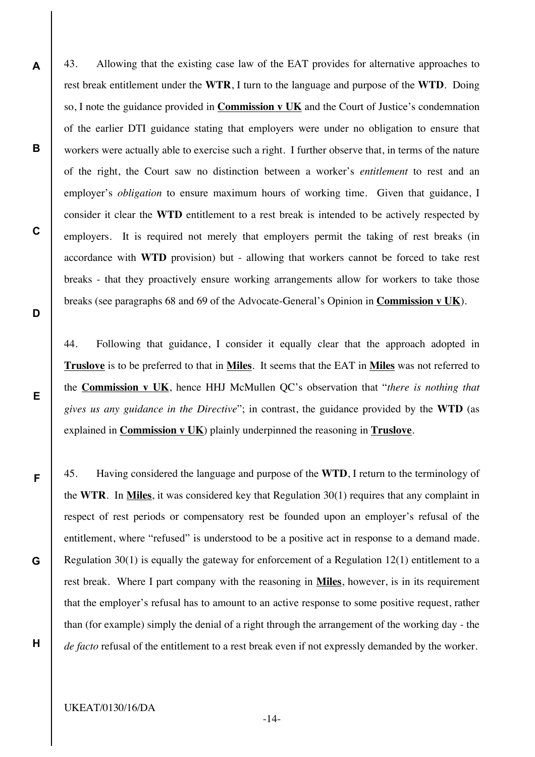43. Allowing that the existing case law of the EAT provides for alternative approaches to rest break entitlement under the **WTR**, I turn to the language and purpose of the **WTD**. Doing so, I note the guidance provided in **Commission v UK** and the Court of Justice's condemnation of the earlier DTI guidance stating that employers were under no obligation to ensure that workers were actually able to exercise such a right. I further observe that, in terms of the nature of the right, the Court saw no distinction between a worker's *entitlement* to rest and an employer's *obligation* to ensure maximum hours of working time. Given that guidance, I consider it clear the **WTD** entitlement to a rest break is intended to be actively respected by employers. It is required not merely that employers permit the taking of rest breaks (in accordance with **WTD** provision) but - allowing that workers cannot be forced to take rest breaks - that they proactively ensure working arrangements allow for workers to take those breaks (see paragraphs 68 and 69 of the Advocate-General's Opinion in **Commission v UK**).

44. Following that guidance, I consider it equally clear that the approach adopted in **Truslove** is to be preferred to that in **Miles**. It seems that the EAT in **Miles** was not referred to the **Commission v UK**, hence HHJ McMullen QC's observation that "*there is nothing that gives us any guidance in the Directive*"; in contrast, the guidance provided by the **WTD** (as explained in **Commission v UK**) plainly underpinned the reasoning in **Truslove**.

45. Having considered the language and purpose of the **WTD**, I return to the terminology of the **WTR**. In **Miles**, it was considered key that Regulation 30(1) requires that any complaint in respect of rest periods or compensatory rest be founded upon an employer's refusal of the entitlement, where "refused" is understood to be a positive act in response to a demand made. Regulation 30(1) is equally the gateway for enforcement of a Regulation 12(1) entitlement to a rest break. Where I part company with the reasoning in **Miles**, however, is in its requirement that the employer's refusal has to amount to an active response to some positive request, rather than (for example) simply the denial of a right through the arrangement of the working day - the *de facto* refusal of the entitlement to a rest break even if not expressly demanded by the worker.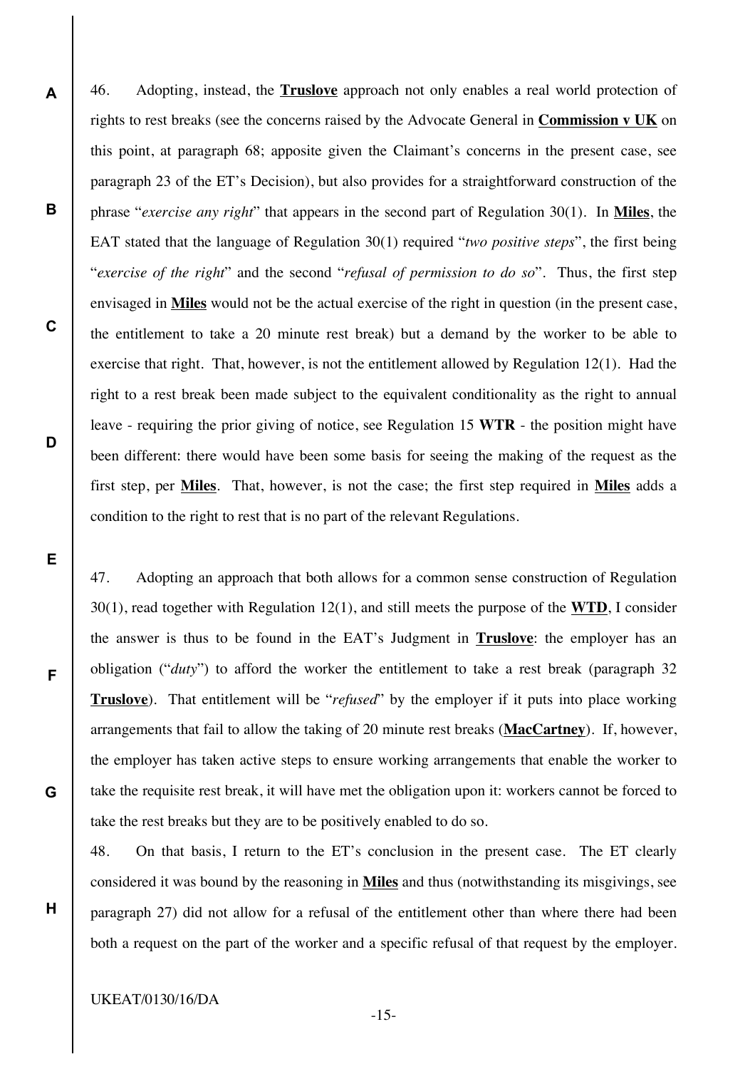46. Adopting, instead, the **Truslove** approach not only enables a real world protection of rights to rest breaks (see the concerns raised by the Advocate General in **Commission v UK** on this point, at paragraph 68; apposite given the Claimant's concerns in the present case, see paragraph 23 of the ET's Decision), but also provides for a straightforward construction of the phrase "*exercise any right*" that appears in the second part of Regulation 30(1). In **Miles**, the EAT stated that the language of Regulation 30(1) required "*two positive steps*", the first being "*exercise of the right*" and the second "*refusal of permission to do so*". Thus, the first step envisaged in **Miles** would not be the actual exercise of the right in question (in the present case, the entitlement to take a 20 minute rest break) but a demand by the worker to be able to exercise that right. That, however, is not the entitlement allowed by Regulation 12(1). Had the right to a rest break been made subject to the equivalent conditionality as the right to annual leave - requiring the prior giving of notice, see Regulation 15 **WTR** - the position might have been different: there would have been some basis for seeing the making of the request as the first step, per **Miles**. That, however, is not the case; the first step required in **Miles** adds a condition to the right to rest that is no part of the relevant Regulations.

47. Adopting an approach that both allows for a common sense construction of Regulation 30(1), read together with Regulation 12(1), and still meets the purpose of the **WTD**, I consider the answer is thus to be found in the EAT's Judgment in **Truslove**: the employer has an obligation ("*duty*") to afford the worker the entitlement to take a rest break (paragraph 32 **Truslove**). That entitlement will be "*refused*" by the employer if it puts into place working arrangements that fail to allow the taking of 20 minute rest breaks (**MacCartney**). If, however, the employer has taken active steps to ensure working arrangements that enable the worker to take the requisite rest break, it will have met the obligation upon it: workers cannot be forced to take the rest breaks but they are to be positively enabled to do so.

48. On that basis, I return to the ET's conclusion in the present case. The ET clearly considered it was bound by the reasoning in **Miles** and thus (notwithstanding its misgivings, see paragraph 27) did not allow for a refusal of the entitlement other than where there had been both a request on the part of the worker and a specific refusal of that request by the employer.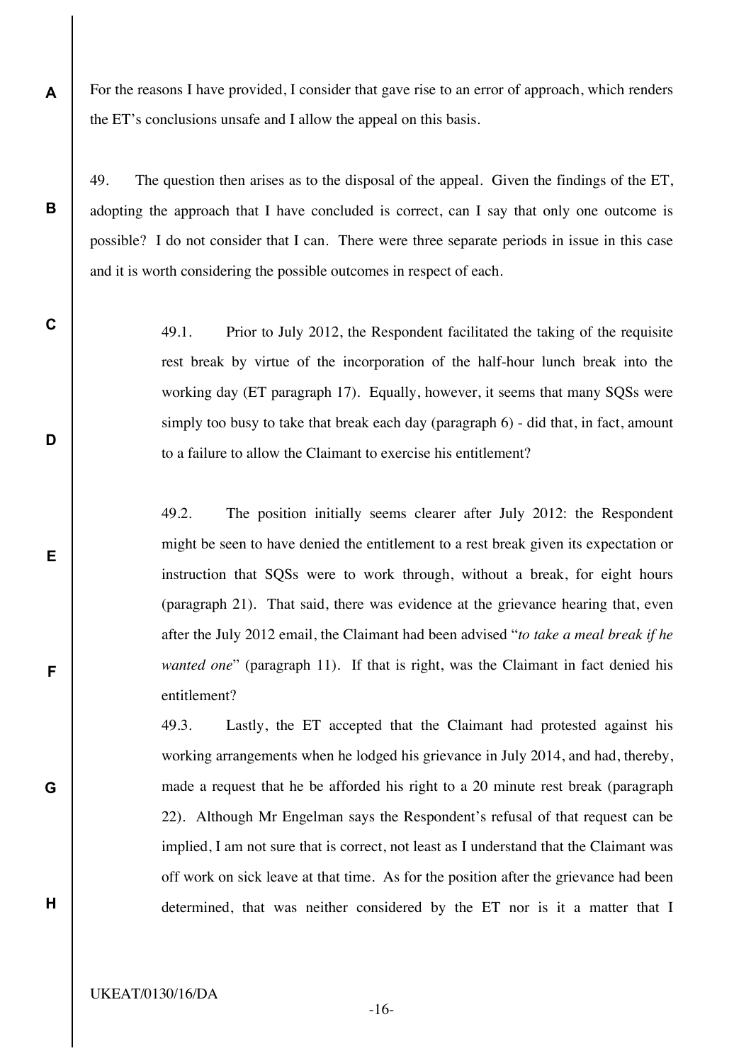For the reasons I have provided, I consider that gave rise to an error of approach, which renders the ET's conclusions unsafe and I allow the appeal on this basis.

49. The question then arises as to the disposal of the appeal. Given the findings of the ET, adopting the approach that I have concluded is correct, can I say that only one outcome is possible? I do not consider that I can. There were three separate periods in issue in this case and it is worth considering the possible outcomes in respect of each.

> 49.1. Prior to July 2012, the Respondent facilitated the taking of the requisite rest break by virtue of the incorporation of the half-hour lunch break into the working day (ET paragraph 17). Equally, however, it seems that many SQSs were simply too busy to take that break each day (paragraph 6) - did that, in fact, amount to a failure to allow the Claimant to exercise his entitlement?
>
> 49.2. The position initially seems clearer after July 2012: the Respondent might be seen to have denied the entitlement to a rest break given its expectation or instruction that SQSs were to work through, without a break, for eight hours (paragraph 21). That said, there was evidence at the grievance hearing that, even after the July 2012 email, the Claimant had been advised "*to take a meal break if he wanted one*" (paragraph 11). If that is right, was the Claimant in fact denied his entitlement?
>
> 49.3. Lastly, the ET accepted that the Claimant had protested against his working arrangements when he lodged his grievance in July 2014, and had, thereby, made a request that he be afforded his right to a 20 minute rest break (paragraph 22). Although Mr Engelman says the Respondent's refusal of that request can be implied, I am not sure that is correct, not least as I understand that the Claimant was off work on sick leave at that time. As for the position after the grievance had been determined, that was neither considered by the ET nor is it a matter that I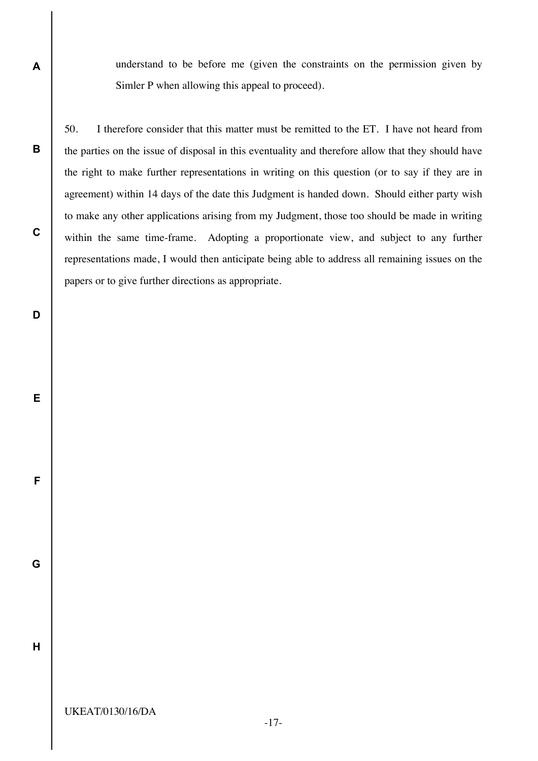understand to be before me (given the constraints on the permission given by Simler P when allowing this appeal to proceed).

50. I therefore consider that this matter must be remitted to the ET. I have not heard from the parties on the issue of disposal in this eventuality and therefore allow that they should have the right to make further representations in writing on this question (or to say if they are in agreement) within 14 days of the date this Judgment is handed down. Should either party wish to make any other applications arising from my Judgment, those too should be made in writing within the same time-frame. Adopting a proportionate view, and subject to any further representations made, I would then anticipate being able to address all remaining issues on the papers or to give further directions as appropriate.